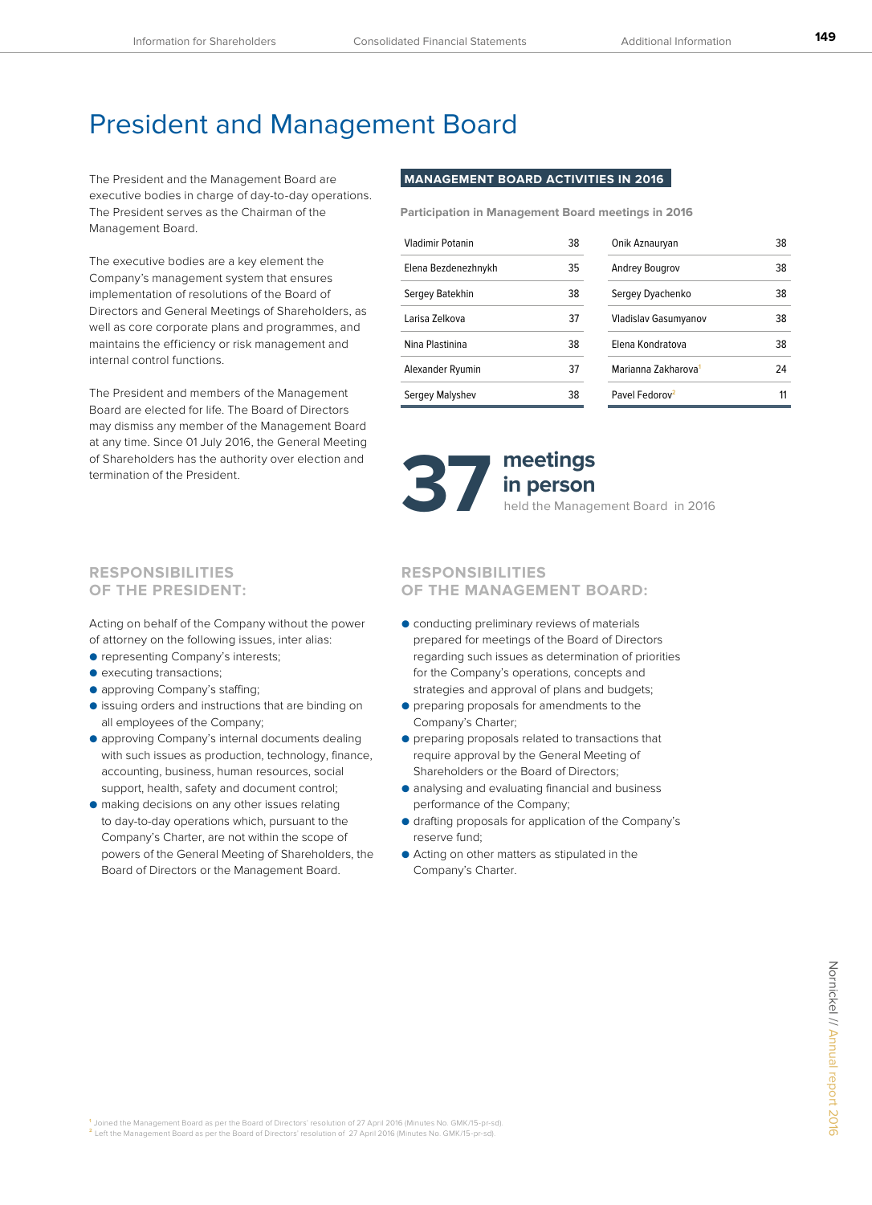# President and Management Board

The President and the Management Board are executive bodies in charge of day-to-day operations. The President serves as the Chairman of the Management Board.

The executive bodies are a key element the Company's management system that ensures implementation of resolutions of the Board of Directors and General Meetings of Shareholders, as well as core corporate plans and programmes, and maintains the efficiency or risk management and internal control functions.

The President and members of the Management Board are elected for life. The Board of Directors may dismiss any member of the Management Board at any time. Since 01 July 2016, the General Meeting of Shareholders has the authority over election and termination of the President.

## MANAGEMENT BOARD ACTIVITIES IN 2016

**Participation in Management Board meetings in 2016**

| Name | Meetings | Name | Meetings |
|---|---|---|---|
| Vladimir Potanin | 38 | Onik Aznauryan | 38 |
| Elena Bezdenezhnykh | 35 | Andrey Bougrov | 38 |
| Sergey Batekhin | 38 | Sergey Dyachenko | 38 |
| Larisa Zelkova | 37 | Vladislav Gasumyanov | 38 |
| Nina Plastinina | 38 | Elena Kondratova | 38 |
| Alexander Ryumin | 37 | Marianna Zakharova[1] | 24 |
| Sergey Malyshev | 38 | Pavel Fedorov[2] | 11 |

**37 meetings in person**

held the Management Board in 2016

## RESPONSIBILITIES OF THE PRESIDENT:

Acting on behalf of the Company without the power of attorney on the following issues, inter alias:

- representing Company's interests;
- executing transactions;
- approving Company's staffing;
- issuing orders and instructions that are binding on all employees of the Company;
- approving Company's internal documents dealing with such issues as production, technology, finance, accounting, business, human resources, social support, health, safety and document control;
- making decisions on any other issues relating to day-to-day operations which, pursuant to the Company's Charter, are not within the scope of powers of the General Meeting of Shareholders, the Board of Directors or the Management Board.

## RESPONSIBILITIES OF THE MANAGEMENT BOARD:

- conducting preliminary reviews of materials prepared for meetings of the Board of Directors regarding such issues as determination of priorities for the Company's operations, concepts and strategies and approval of plans and budgets;
- preparing proposals for amendments to the Company's Charter;
- preparing proposals related to transactions that require approval by the General Meeting of Shareholders or the Board of Directors;
- analysing and evaluating financial and business performance of the Company;
- drafting proposals for application of the Company's reserve fund;
- Acting on other matters as stipulated in the Company's Charter.

[1] Joined the Management Board as per the Board of Directors' resolution of 27 April 2016 (Minutes No. GMK/15-pr-sd).
[2] Left the Management Board as per the Board of Directors' resolution of 27 April 2016 (Minutes No. GMK/15-pr-sd).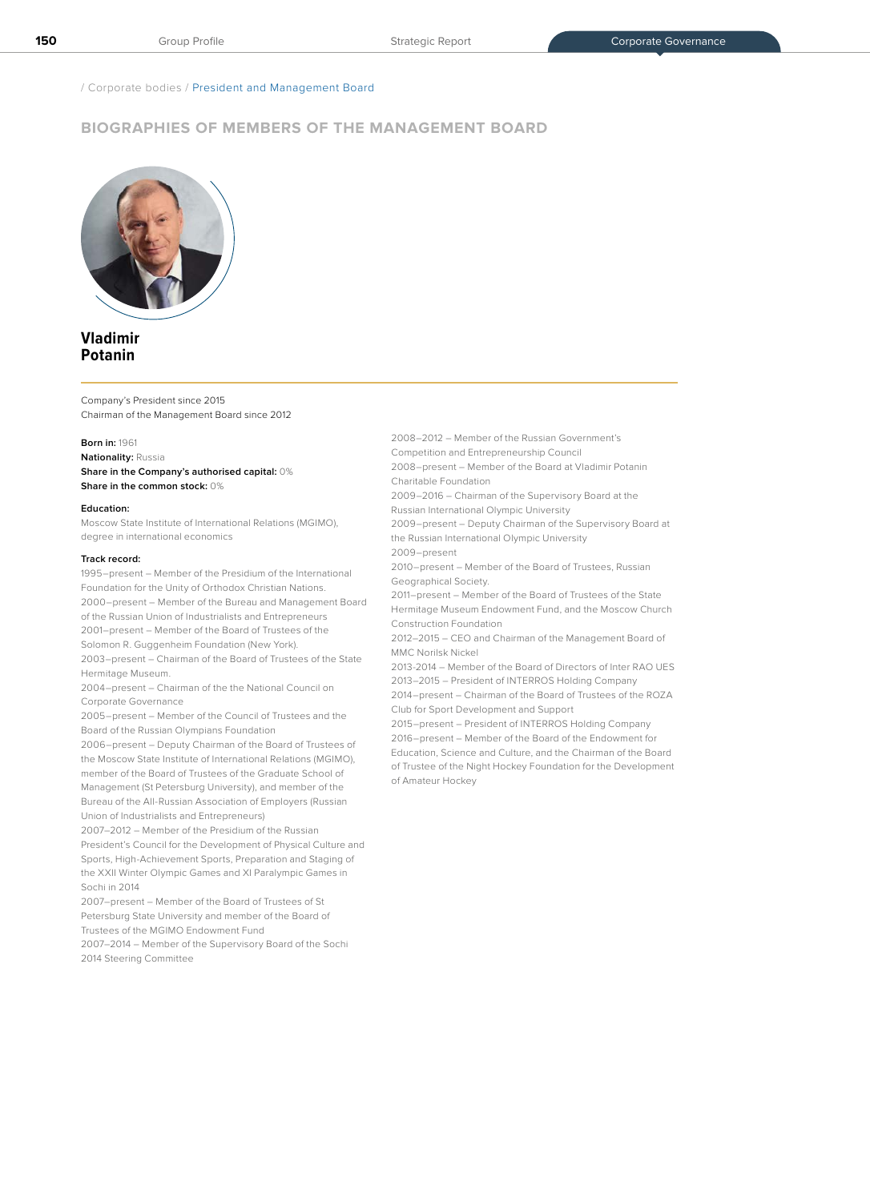/ Corporate bodies / President and Management Board

## BIOGRAPHIES OF MEMBERS OF THE MANAGEMENT BOARD

### Vladimir Potanin

Company's President since 2015
Chairman of the Management Board since 2012

**Born in:** 1961
**Nationality:** Russia
**Share in the Company's authorised capital:** 0%
**Share in the common stock:** 0%

**Education:**

Moscow State Institute of International Relations (MGIMO), degree in international economics

**Track record:**

1995–present – Member of the Presidium of the International Foundation for the Unity of Orthodox Christian Nations.
2000–present – Member of the Bureau and Management Board of the Russian Union of Industrialists and Entrepreneurs
2001–present – Member of the Board of Trustees of the Solomon R. Guggenheim Foundation (New York).
2003–present – Chairman of the Board of Trustees of the State Hermitage Museum.
2004–present – Chairman of the the National Council on Corporate Governance
2005–present – Member of the Council of Trustees and the Board of the Russian Olympians Foundation
2006–present – Deputy Chairman of the Board of Trustees of the Moscow State Institute of International Relations (MGIMO), member of the Board of Trustees of the Graduate School of Management (St Petersburg University), and member of the Bureau of the All-Russian Association of Employers (Russian Union of Industrialists and Entrepreneurs)
2007–2012 – Member of the Presidium of the Russian President's Council for the Development of Physical Culture and Sports, High-Achievement Sports, Preparation and Staging of the XXII Winter Olympic Games and XI Paralympic Games in Sochi in 2014
2007–present – Member of the Board of Trustees of St Petersburg State University and member of the Board of Trustees of the MGIMO Endowment Fund
2007–2014 – Member of the Supervisory Board of the Sochi 2014 Steering Committee
2008–2012 – Member of the Russian Government's Competition and Entrepreneurship Council
2008–present – Member of the Board at Vladimir Potanin Charitable Foundation
2009–2016 – Chairman of the Supervisory Board at the Russian International Olympic University
2009–present – Deputy Chairman of the Supervisory Board at the Russian International Olympic University
2009–present
2010–present – Member of the Board of Trustees, Russian Geographical Society.
2011–present – Member of the Board of Trustees of the State Hermitage Museum Endowment Fund, and the Moscow Church Construction Foundation
2012–2015 – CEO and Chairman of the Management Board of MMC Norilsk Nickel
2013-2014 – Member of the Board of Directors of Inter RAO UES
2013–2015 – President of INTERROS Holding Company
2014–present – Chairman of the Board of Trustees of the ROZA Club for Sport Development and Support
2015–present – President of INTERROS Holding Company
2016–present – Member of the Board of the Endowment for Education, Science and Culture, and the Chairman of the Board of Trustee of the Night Hockey Foundation for the Development of Amateur Hockey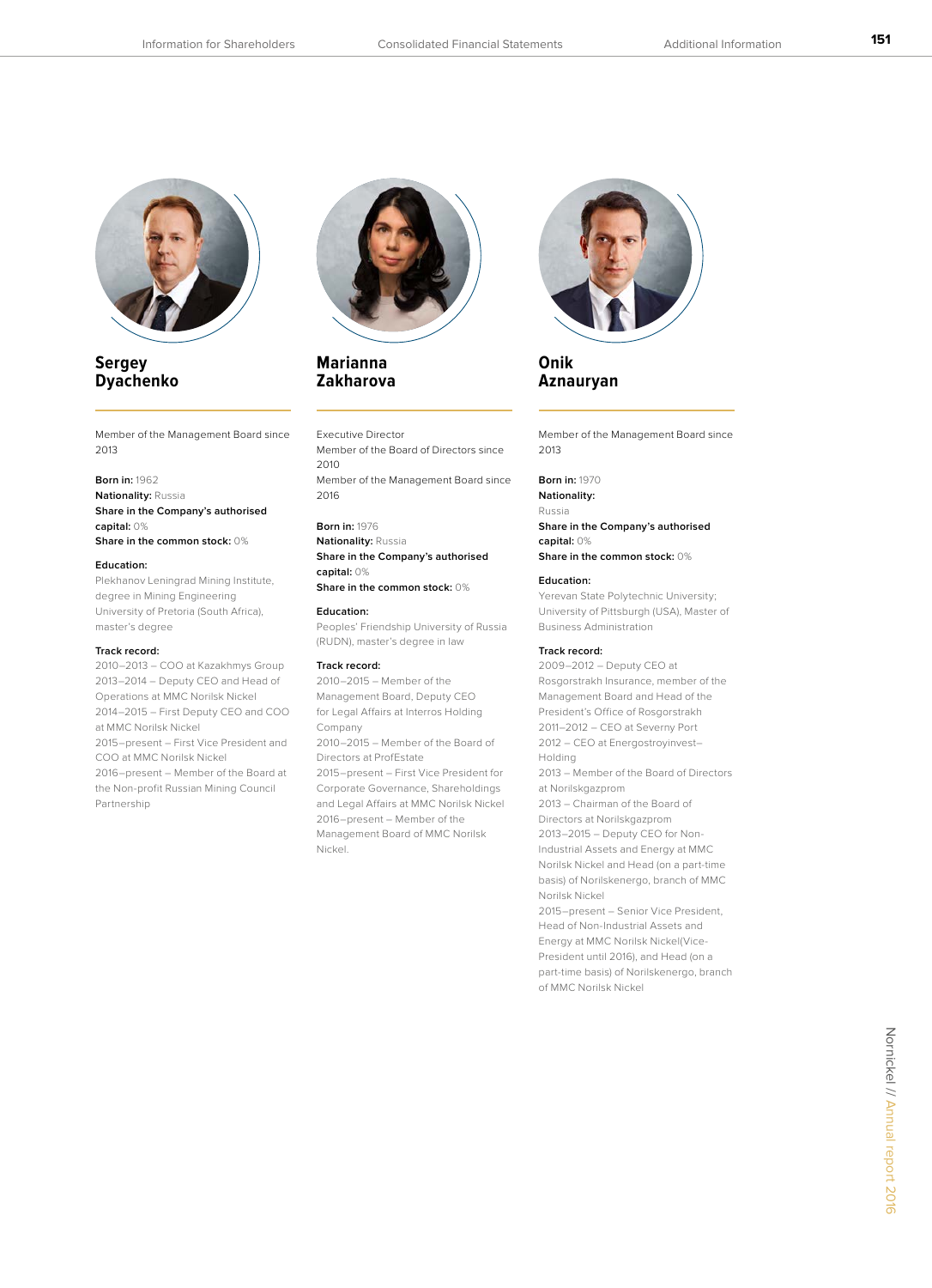## Sergey Dyachenko

Member of the Management Board since 2013

**Born in:** 1962
**Nationality:** Russia
**Share in the Company's authorised capital:** 0%
**Share in the common stock:** 0%

**Education:**
Plekhanov Leningrad Mining Institute, degree in Mining Engineering
University of Pretoria (South Africa), master's degree

**Track record:**
2010–2013 – COO at Kazakhmys Group
2013–2014 – Deputy CEO and Head of Operations at MMC Norilsk Nickel
2014–2015 – First Deputy CEO and COO at MMC Norilsk Nickel
2015–present – First Vice President and COO at MMC Norilsk Nickel
2016–present – Member of the Board at the Non-profit Russian Mining Council Partnership

## Marianna Zakharova

Executive Director
Member of the Board of Directors since 2010
Member of the Management Board since 2016

**Born in:** 1976
**Nationality:** Russia
**Share in the Company's authorised capital:** 0%
**Share in the common stock:** 0%

**Education:**
Peoples' Friendship University of Russia (RUDN), master's degree in law

**Track record:**
2010–2015 – Member of the Management Board, Deputy CEO for Legal Affairs at Interros Holding Company
2010–2015 – Member of the Board of Directors at ProfEstate
2015–present – First Vice President for Corporate Governance, Shareholdings and Legal Affairs at MMC Norilsk Nickel
2016–present – Member of the Management Board of MMC Norilsk Nickel.

## Onik Aznauryan

Member of the Management Board since 2013

**Born in:** 1970
**Nationality:**
Russia
**Share in the Company's authorised capital:** 0%
**Share in the common stock:** 0%

**Education:**
Yerevan State Polytechnic University; University of Pittsburgh (USA), Master of Business Administration

**Track record:**
2009–2012 – Deputy CEO at Rosgorstrakh Insurance, member of the Management Board and Head of the President's Office of Rosgorstrakh
2011–2012 – CEO at Severny Port
2012 – CEO at Energostroyinvest–Holding
2013 – Member of the Board of Directors at Norilskgazprom
2013 – Chairman of the Board of Directors at Norilskgazprom
2013–2015 – Deputy CEO for Non-Industrial Assets and Energy at MMC Norilsk Nickel and Head (on a part-time basis) of Norilskenergo, branch of MMC Norilsk Nickel
2015–present – Senior Vice President, Head of Non-Industrial Assets and Energy at MMC Norilsk Nickel(Vice-President until 2016), and Head (on a part-time basis) of Norilskenergo, branch of MMC Norilsk Nickel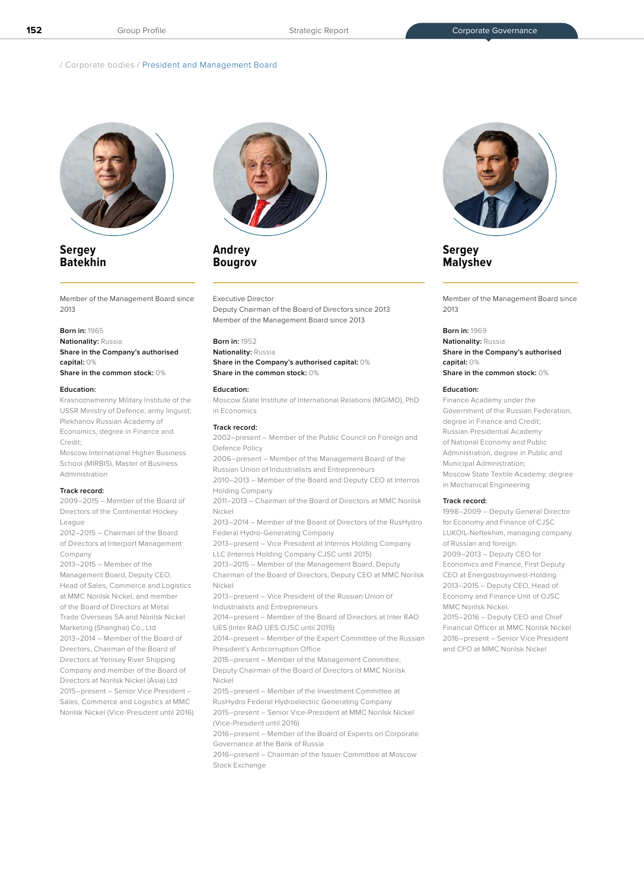/ Corporate bodies / President and Management Board

## Sergey Batekhin

Member of the Management Board since 2013

**Born in:** 1965
**Nationality:** Russia
**Share in the Company's authorised capital:** 0%
**Share in the common stock:** 0%

**Education:**
Krasnoznamenny Military Institute of the USSR Ministry of Defence, army linguist;
Plekhanov Russian Academy of Economics, degree in Finance and Credit;
Moscow International Higher Business School (MIRBIS), Master of Business Administration

**Track record:**
2009–2015 – Member of the Board of Directors of the Continental Hockey League
2012–2015 – Chairman of the Board of Directors at Interport Management Company
2013–2015 – Member of the Management Board, Deputy CEO, Head of Sales, Commerce and Logistics at MMC Norilsk Nickel, and member of the Board of Directors at Metal Trade Overseas SA and Norilsk Nickel Marketing (Shanghai) Co., Ltd
2013–2014 – Member of the Board of Directors, Chairman of the Board of Directors at Yenisey River Shipping Company and member of the Board of Directors at Norilsk Nickel (Asia) Ltd
2015–present – Senior Vice President – Sales, Commerce and Logistics at MMC Norilsk Nickel (Vice-President until 2016)

## Andrey Bougrov

Executive Director
Deputy Chairman of the Board of Directors since 2013
Member of the Management Board since 2013

**Born in:** 1952
**Nationality:** Russia
**Share in the Company's authorised capital:** 0%
**Share in the common stock:** 0%

**Education:**
Moscow State Institute of International Relations (MGIMO), PhD in Economics

**Track record:**
2002–present – Member of the Public Council on Foreign and Defence Policy
2006–present – Member of the Management Board of the Russian Union of Industrialists and Entrepreneurs
2010–2013 – Member of the Board and Deputy CEO at Interros Holding Company
2011–2013 – Chairman of the Board of Directors at MMC Norilsk Nickel
2013–2014 – Member of the Board of Directors of the RusHydro Federal Hydro-Generating Company
2013–present – Vice President at Interros Holding Company LLC (Interros Holding Company CJSC until 2015)
2013–2015 – Member of the Management Board, Deputy Chairman of the Board of Directors, Deputy CEO at MMC Norilsk Nickel
2013–present – Vice President of the Russian Union of Industrialists and Entrepreneurs
2014–present – Member of the Board of Directors at Inter RAO UES (Inter RAO UES OJSC until 2015)
2014–present – Member of the Expert Committee of the Russian President's Anticorruption Office
2015–present – Member of the Management Committee, Deputy Chairman of the Board of Directors of MMC Norilsk Nickel
2015–present – Member of the Investment Committee at RusHydro Federal Hydroelectric Generating Company
2015–present – Senior Vice-President at MMC Norilsk Nickel (Vice-President until 2016)
2016–present – Member of the Board of Experts on Corporate Governance at the Bank of Russia
2016–present – Chairman of the Issuer Committee at Moscow Stock Exchange

## Sergey Malyshev

Member of the Management Board since 2013

**Born in:** 1969
**Nationality:** Russia
**Share in the Company's authorised capital:** 0%
**Share in the common stock:** 0%

**Education:**
Finance Academy under the Government of the Russian Federation, degree in Finance and Credit;
Russian Presidential Academy of National Economy and Public Administration, degree in Public and Municipal Administration;
Moscow State Textile Academy, degree in Mechanical Engineering

**Track record:**
1998–2009 – Deputy General Director for Economy and Finance of CJSC LUKOIL-Neftekhim, managing company of Russian and foreign.
2009–2013 – Deputy CEO for Economics and Finance, First Deputy CEO at Energostroyinvest-Holding
2013–2015 – Deputy CEO, Head of Economy and Finance Unit of OJSC MMC Norilsk Nickel.
2015–2016 – Deputy CEO and Chief Financial Officer at MMC Norilsk Nickel
2016–present – Senior Vice President and CFO at MMC Norilsk Nickel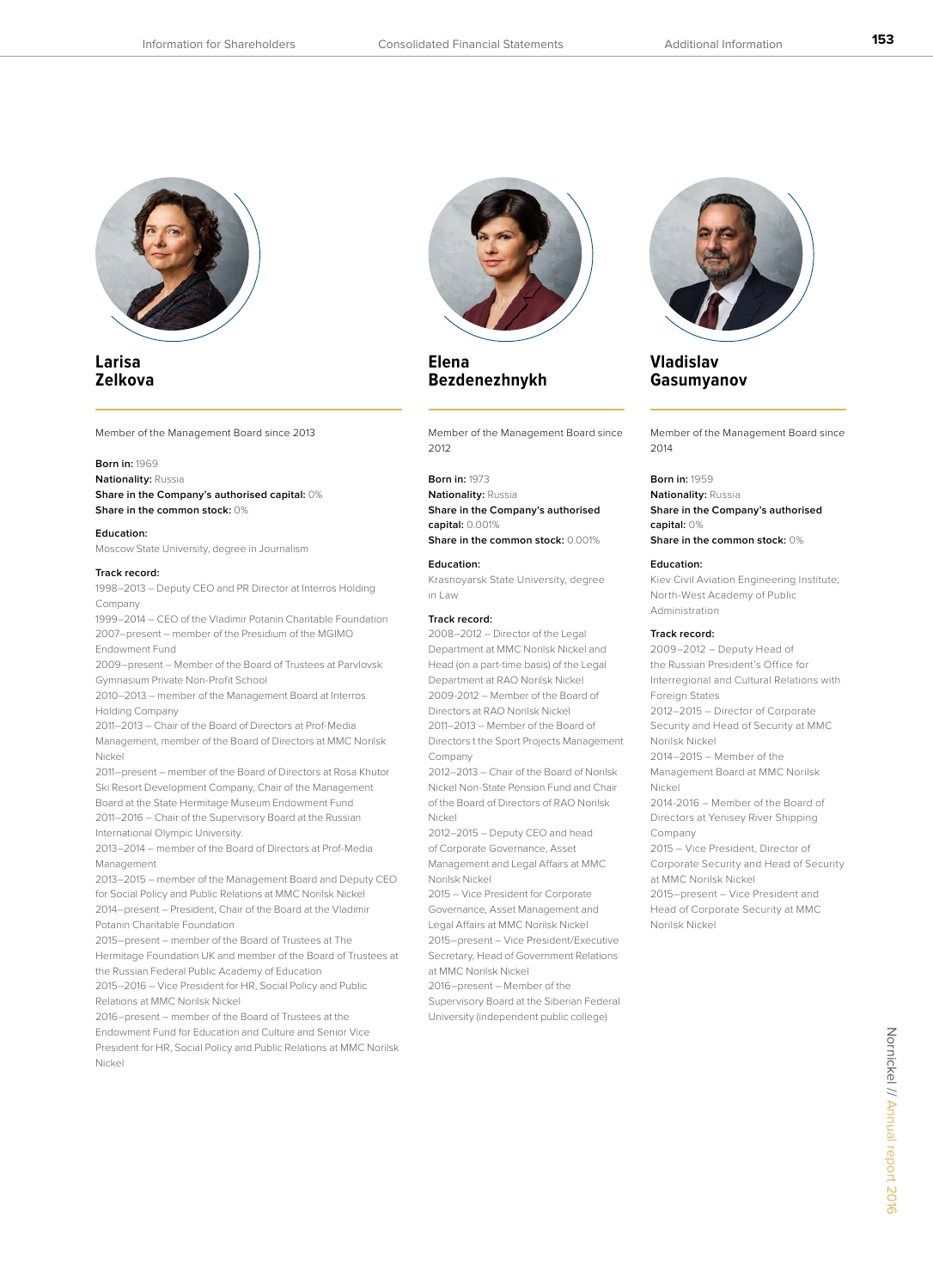## Larisa Zelkova

Member of the Management Board since 2013

**Born in:** 1969
**Nationality:** Russia
**Share in the Company's authorised capital:** 0%
**Share in the common stock:** 0%

**Education:**
Moscow State University, degree in Journalism

**Track record:**
1998–2013 – Deputy CEO and PR Director at Interros Holding Company
1999–2014 – CEO of the Vladimir Potanin Charitable Foundation
2007–present – member of the Presidium of the MGIMO Endowment Fund
2009–present – Member of the Board of Trustees at Parvlovsk Gymnasium Private Non-Profit School
2010–2013 – member of the Management Board at Interros Holding Company
2011–2013 – Chair of the Board of Directors at Prof-Media Management, member of the Board of Directors at MMC Norilsk Nickel
2011–present – member of the Board of Directors at Rosa Khutor Ski Resort Development Company, Chair of the Management Board at the State Hermitage Museum Endowment Fund
2011–2016 – Chair of the Supervisory Board at the Russian International Olympic University.
2013–2014 – member of the Board of Directors at Prof-Media Management
2013–2015 – member of the Management Board and Deputy CEO for Social Policy and Public Relations at MMC Norilsk Nickel
2014–present – President, Chair of the Board at the Vladimir Potanin Charitable Foundation
2015–present – member of the Board of Trustees at The Hermitage Foundation UK and member of the Board of Trustees at the Russian Federal Public Academy of Education
2015–2016 – Vice President for HR, Social Policy and Public Relations at MMC Norilsk Nickel
2016–present – member of the Board of Trustees at the Endowment Fund for Education and Culture and Senior Vice President for HR, Social Policy and Public Relations at MMC Norilsk Nickel

## Elena Bezdenezhnykh

Member of the Management Board since 2012

**Born in:** 1973
**Nationality:** Russia
**Share in the Company's authorised capital:** 0.001%
**Share in the common stock:** 0.001%

**Education:**
Krasnoyarsk State University, degree in Law

**Track record:**
2008–2012 – Director of the Legal Department at MMC Norilsk Nickel and Head (on a part-time basis) of the Legal Department at RAO Norilsk Nickel
2009-2012 – Member of the Board of Directors at RAO Norilsk Nickel
2011–2013 – Member of the Board of Directors t the Sport Projects Management Company
2012–2013 – Chair of the Board of Norilsk Nickel Non-State Pension Fund and Chair of the Board of Directors of RAO Norilsk Nickel
2012–2015 – Deputy CEO and head of Corporate Governance, Asset Management and Legal Affairs at MMC Norilsk Nickel
2015 – Vice President for Corporate Governance, Asset Management and Legal Affairs at MMC Norilsk Nickel
2015–present – Vice President/Executive Secretary, Head of Government Relations at MMC Norilsk Nickel
2016–present – Member of the Supervisory Board at the Siberian Federal University (independent public college)

## Vladislav Gasumyanov

Member of the Management Board since 2014

**Born in:** 1959
**Nationality:** Russia
**Share in the Company's authorised capital:** 0%
**Share in the common stock:** 0%

**Education:**
Kiev Civil Aviation Engineering Institute; North-West Academy of Public Administration

**Track record:**
2009–2012 – Deputy Head of the Russian President's Office for Interregional and Cultural Relations with Foreign States
2012–2015 – Director of Corporate Security and Head of Security at MMC Norilsk Nickel
2014–2015 – Member of the Management Board at MMC Norilsk Nickel
2014-2016 – Member of the Board of Directors at Yenisey River Shipping Company
2015 – Vice President, Director of Corporate Security and Head of Security at MMC Norilsk Nickel
2015–present – Vice President and Head of Corporate Security at MMC Norilsk Nickel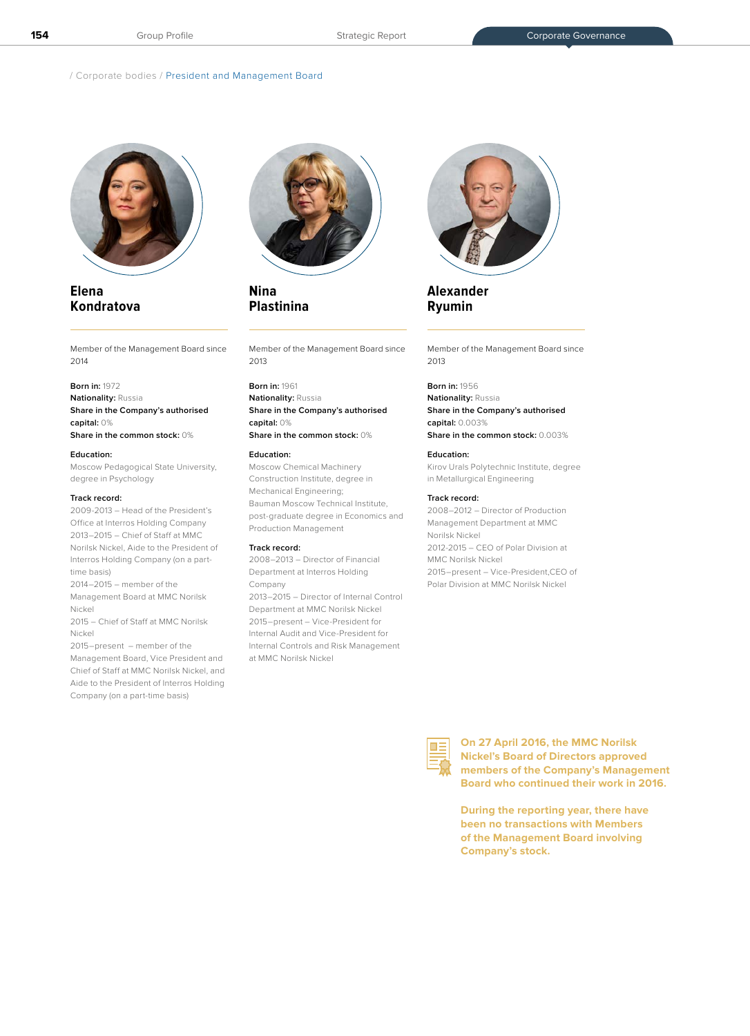/ Corporate bodies / President and Management Board

## Elena Kondratova

Member of the Management Board since 2014

**Born in:** 1972
**Nationality:** Russia
**Share in the Company's authorised capital:** 0%
**Share in the common stock:** 0%

**Education:**
Moscow Pedagogical State University, degree in Psychology

**Track record:**
2009-2013 – Head of the President's Office at Interros Holding Company
2013–2015 – Chief of Staff at MMC Norilsk Nickel, Aide to the President of Interros Holding Company (on a part-time basis)
2014–2015 – member of the Management Board at MMC Norilsk Nickel
2015 – Chief of Staff at MMC Norilsk Nickel
2015–present – member of the Management Board, Vice President and Chief of Staff at MMC Norilsk Nickel, and Aide to the President of Interros Holding Company (on a part-time basis)

## Nina Plastinina

Member of the Management Board since 2013

**Born in:** 1961
**Nationality:** Russia
**Share in the Company's authorised capital:** 0%
**Share in the common stock:** 0%

**Education:**
Moscow Chemical Machinery Construction Institute, degree in Mechanical Engineering;
Bauman Moscow Technical Institute, post-graduate degree in Economics and Production Management

**Track record:**
2008–2013 – Director of Financial Department at Interros Holding Company
2013–2015 – Director of Internal Control Department at MMC Norilsk Nickel
2015–present – Vice-President for Internal Audit and Vice-President for Internal Controls and Risk Management at MMC Norilsk Nickel

## Alexander Ryumin

Member of the Management Board since 2013

**Born in:** 1956
**Nationality:** Russia
**Share in the Company's authorised capital:** 0.003%
**Share in the common stock:** 0.003%

**Education:**
Kirov Urals Polytechnic Institute, degree in Metallurgical Engineering

**Track record:**
2008–2012 – Director of Production Management Department at MMC Norilsk Nickel
2012-2015 – CEO of Polar Division at MMC Norilsk Nickel
2015–present – Vice-President,CEO of Polar Division at MMC Norilsk Nickel

**On 27 April 2016, the MMC Norilsk Nickel's Board of Directors approved members of the Company's Management Board who continued their work in 2016.**

**During the reporting year, there have been no transactions with Members of the Management Board involving Company's stock.**